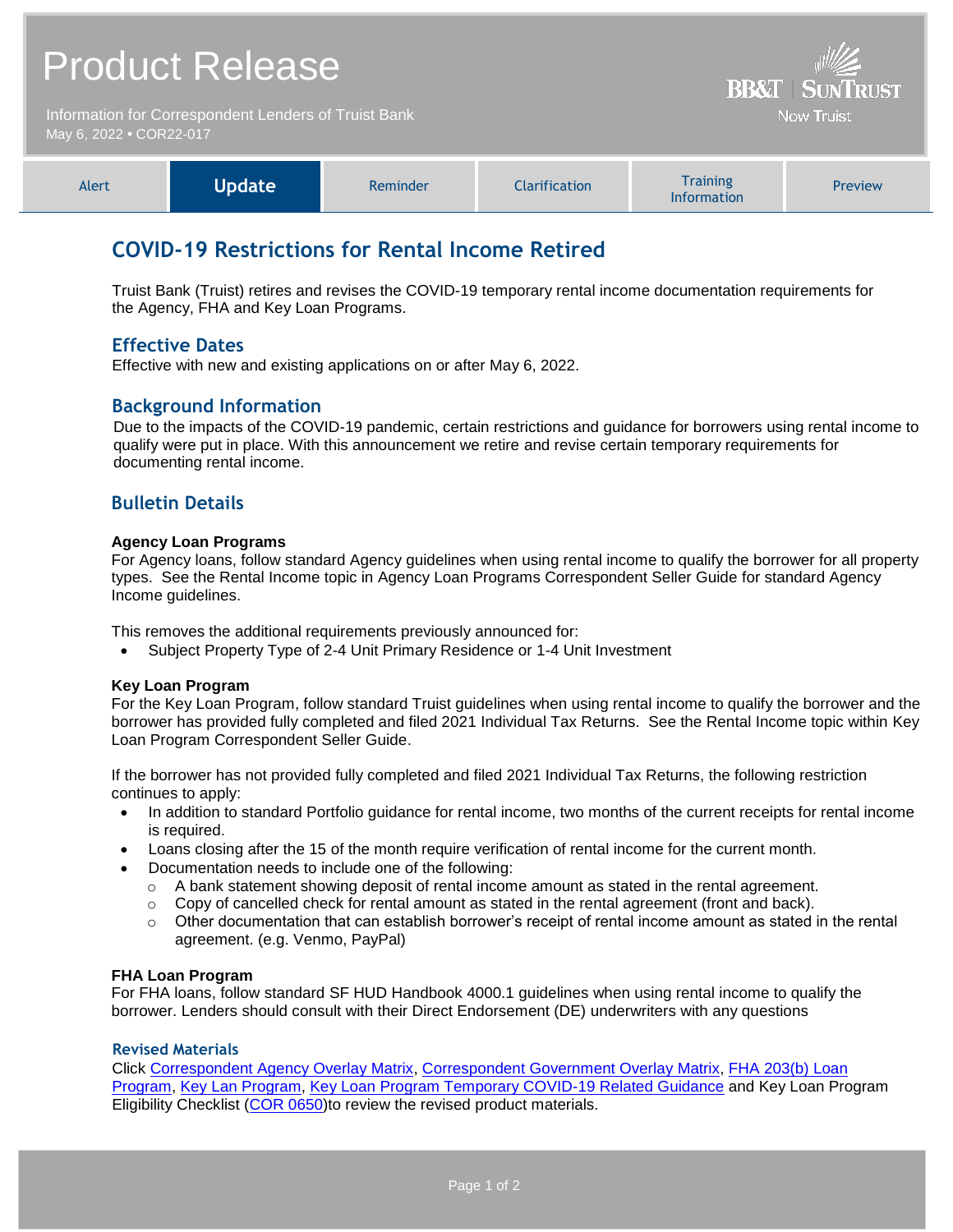# Product Release

Information for Correspondent Lenders of Truist Bank
May 6, 2022 • COR22-017

BB&T | SunTrust
Now Truist

| Alert | **Update** | Reminder | Clarification | Training Information | Preview |
|---|---|---|---|---|---|

## COVID-19 Restrictions for Rental Income Retired

Truist Bank (Truist) retires and revises the COVID-19 temporary rental income documentation requirements for the Agency, FHA and Key Loan Programs.

### Effective Dates

Effective with new and existing applications on or after May 6, 2022.

### Background Information

Due to the impacts of the COVID-19 pandemic, certain restrictions and guidance for borrowers using rental income to qualify were put in place. With this announcement we retire and revise certain temporary requirements for documenting rental income.

### Bulletin Details

**Agency Loan Programs**

For Agency loans, follow standard Agency guidelines when using rental income to qualify the borrower for all property types. See the Rental Income topic in Agency Loan Programs Correspondent Seller Guide for standard Agency Income guidelines.

This removes the additional requirements previously announced for:

- Subject Property Type of 2-4 Unit Primary Residence or 1-4 Unit Investment

**Key Loan Program**

For the Key Loan Program, follow standard Truist guidelines when using rental income to qualify the borrower and the borrower has provided fully completed and filed 2021 Individual Tax Returns. See the Rental Income topic within Key Loan Program Correspondent Seller Guide.

If the borrower has not provided fully completed and filed 2021 Individual Tax Returns, the following restriction continues to apply:

- In addition to standard Portfolio guidance for rental income, two months of the current receipts for rental income is required.
- Loans closing after the 15 of the month require verification of rental income for the current month.
- Documentation needs to include one of the following:
  - A bank statement showing deposit of rental income amount as stated in the rental agreement.
  - Copy of cancelled check for rental amount as stated in the rental agreement (front and back).
  - Other documentation that can establish borrower's receipt of rental income amount as stated in the rental agreement. (e.g. Venmo, PayPal)

**FHA Loan Program**

For FHA loans, follow standard SF HUD Handbook 4000.1 guidelines when using rental income to qualify the borrower. Lenders should consult with their Direct Endorsement (DE) underwriters with any questions

#### Revised Materials

Click Correspondent Agency Overlay Matrix, Correspondent Government Overlay Matrix, FHA 203(b) Loan Program, Key Lan Program, Key Loan Program Temporary COVID-19 Related Guidance and Key Loan Program Eligibility Checklist (COR 0650)to review the revised product materials.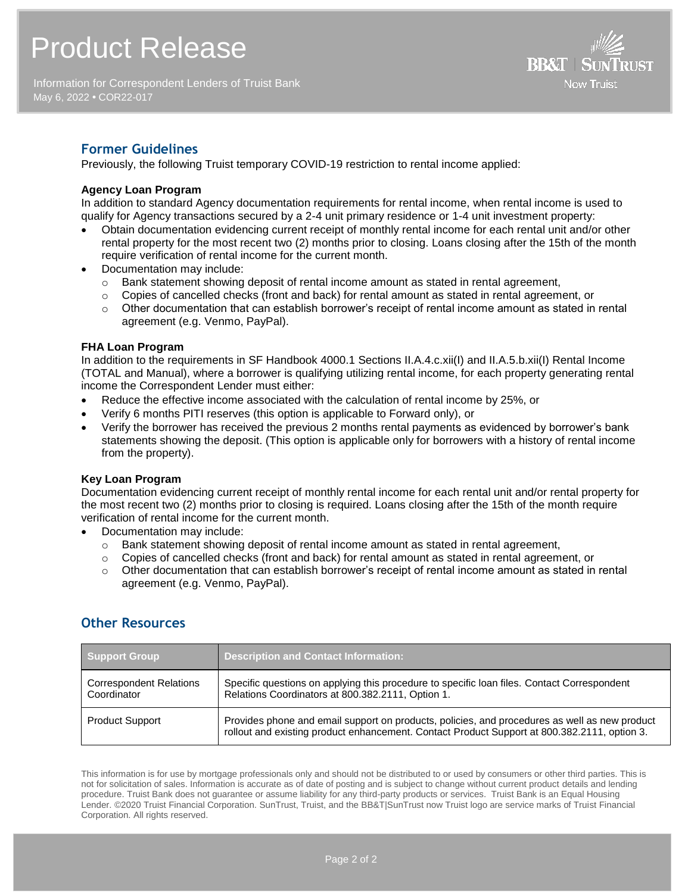# Product Release

Information for Correspondent Lenders of Truist Bank
May 6, 2022 • COR22-017

## Former Guidelines

Previously, the following Truist temporary COVID-19 restriction to rental income applied:

**Agency Loan Program**

In addition to standard Agency documentation requirements for rental income, when rental income is used to qualify for Agency transactions secured by a 2-4 unit primary residence or 1-4 unit investment property:

- Obtain documentation evidencing current receipt of monthly rental income for each rental unit and/or other rental property for the most recent two (2) months prior to closing. Loans closing after the 15th of the month require verification of rental income for the current month.
- Documentation may include:
  - Bank statement showing deposit of rental income amount as stated in rental agreement,
  - Copies of cancelled checks (front and back) for rental amount as stated in rental agreement, or
  - Other documentation that can establish borrower's receipt of rental income amount as stated in rental agreement (e.g. Venmo, PayPal).

**FHA Loan Program**

In addition to the requirements in SF Handbook 4000.1 Sections II.A.4.c.xii(I) and II.A.5.b.xii(I) Rental Income (TOTAL and Manual), where a borrower is qualifying utilizing rental income, for each property generating rental income the Correspondent Lender must either:

- Reduce the effective income associated with the calculation of rental income by 25%, or
- Verify 6 months PITI reserves (this option is applicable to Forward only), or
- Verify the borrower has received the previous 2 months rental payments as evidenced by borrower's bank statements showing the deposit. (This option is applicable only for borrowers with a history of rental income from the property).

**Key Loan Program**

Documentation evidencing current receipt of monthly rental income for each rental unit and/or rental property for the most recent two (2) months prior to closing is required. Loans closing after the 15th of the month require verification of rental income for the current month.

- Documentation may include:
  - Bank statement showing deposit of rental income amount as stated in rental agreement,
  - Copies of cancelled checks (front and back) for rental amount as stated in rental agreement, or
  - Other documentation that can establish borrower's receipt of rental income amount as stated in rental agreement (e.g. Venmo, PayPal).

## Other Resources

| Support Group | Description and Contact Information: |
|---|---|
| Correspondent Relations Coordinator | Specific questions on applying this procedure to specific loan files. Contact Correspondent Relations Coordinators at 800.382.2111, Option 1. |
| Product Support | Provides phone and email support on products, policies, and procedures as well as new product rollout and existing product enhancement. Contact Product Support at 800.382.2111, option 3. |

This information is for use by mortgage professionals only and should not be distributed to or used by consumers or other third parties. This is not for solicitation of sales. Information is accurate as of date of posting and is subject to change without current product details and lending procedure. Truist Bank does not guarantee or assume liability for any third-party products or services. Truist Bank is an Equal Housing Lender. ©2020 Truist Financial Corporation. SunTrust, Truist, and the BB&T|SunTrust now Truist logo are service marks of Truist Financial Corporation. All rights reserved.